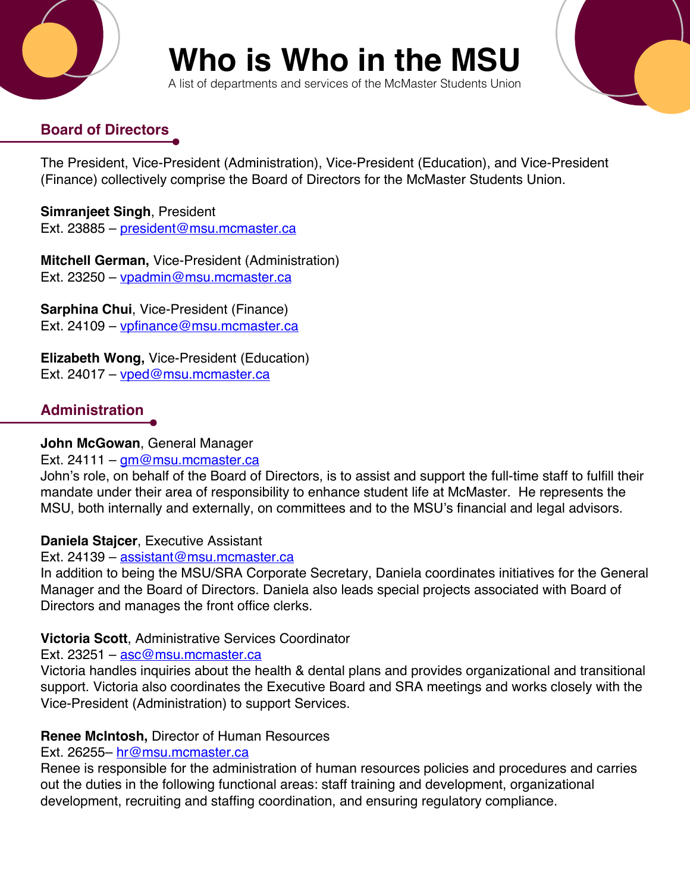# Who is Who in the MSU

A list of departments and services of the McMaster Students Union

## Board of Directors

The President, Vice-President (Administration), Vice-President (Education), and Vice-President (Finance) collectively comprise the Board of Directors for the McMaster Students Union.

**Simranjeet Singh**, President
Ext. 23885 – president@msu.mcmaster.ca

**Mitchell German,** Vice-President (Administration)
Ext. 23250 – vpadmin@msu.mcmaster.ca

**Sarphina Chui**, Vice-President (Finance)
Ext. 24109 – vpfinance@msu.mcmaster.ca

**Elizabeth Wong,** Vice-President (Education)
Ext. 24017 – vped@msu.mcmaster.ca

## Administration

**John McGowan**, General Manager
Ext. 24111 – gm@msu.mcmaster.ca
John's role, on behalf of the Board of Directors, is to assist and support the full-time staff to fulfill their mandate under their area of responsibility to enhance student life at McMaster. He represents the MSU, both internally and externally, on committees and to the MSU's financial and legal advisors.

**Daniela Stajcer**, Executive Assistant
Ext. 24139 – assistant@msu.mcmaster.ca
In addition to being the MSU/SRA Corporate Secretary, Daniela coordinates initiatives for the General Manager and the Board of Directors. Daniela also leads special projects associated with Board of Directors and manages the front office clerks.

**Victoria Scott**, Administrative Services Coordinator
Ext. 23251 – asc@msu.mcmaster.ca
Victoria handles inquiries about the health & dental plans and provides organizational and transitional support. Victoria also coordinates the Executive Board and SRA meetings and works closely with the Vice-President (Administration) to support Services.

**Renee McIntosh,** Director of Human Resources
Ext. 26255– hr@msu.mcmaster.ca
Renee is responsible for the administration of human resources policies and procedures and carries out the duties in the following functional areas: staff training and development, organizational development, recruiting and staffing coordination, and ensuring regulatory compliance.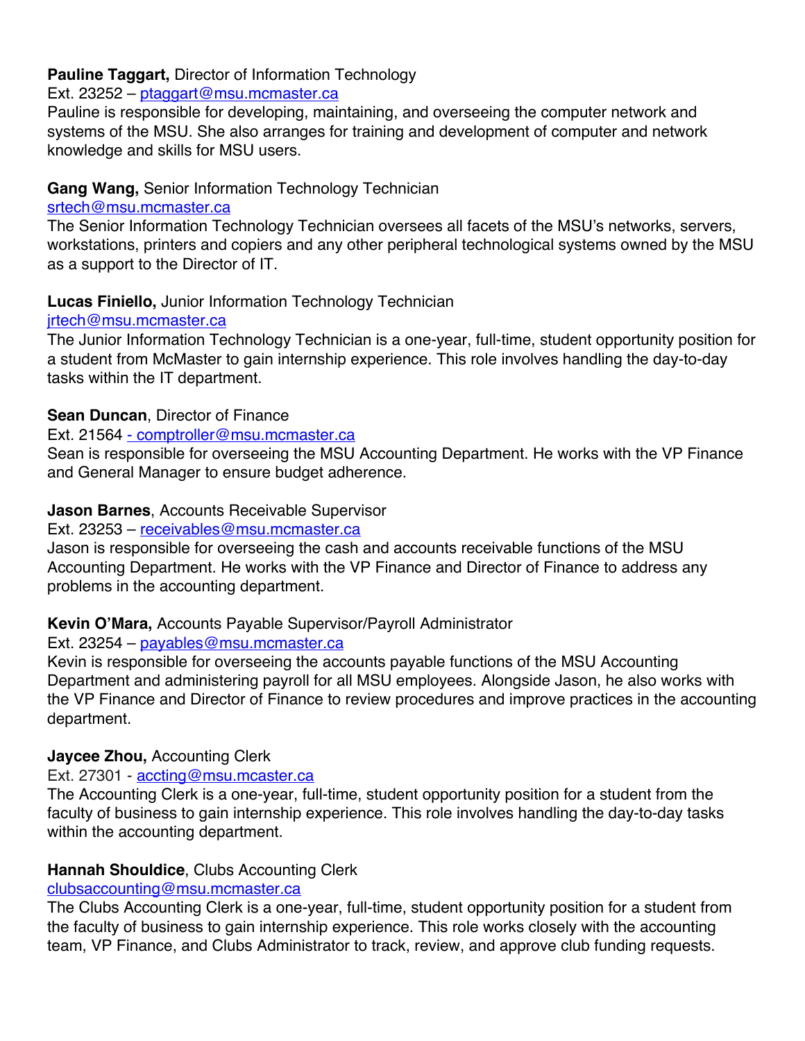**Pauline Taggart,** Director of Information Technology
Ext. 23252 – ptaggart@msu.mcmaster.ca
Pauline is responsible for developing, maintaining, and overseeing the computer network and systems of the MSU. She also arranges for training and development of computer and network knowledge and skills for MSU users.

**Gang Wang,** Senior Information Technology Technician
srtech@msu.mcmaster.ca
The Senior Information Technology Technician oversees all facets of the MSU's networks, servers, workstations, printers and copiers and any other peripheral technological systems owned by the MSU as a support to the Director of IT.

**Lucas Finiello,** Junior Information Technology Technician
jrtech@msu.mcmaster.ca
The Junior Information Technology Technician is a one-year, full-time, student opportunity position for a student from McMaster to gain internship experience. This role involves handling the day-to-day tasks within the IT department.

**Sean Duncan**, Director of Finance
Ext. 21564 - comptroller@msu.mcmaster.ca
Sean is responsible for overseeing the MSU Accounting Department. He works with the VP Finance and General Manager to ensure budget adherence.

**Jason Barnes**, Accounts Receivable Supervisor
Ext. 23253 – receivables@msu.mcmaster.ca
Jason is responsible for overseeing the cash and accounts receivable functions of the MSU Accounting Department. He works with the VP Finance and Director of Finance to address any problems in the accounting department.

**Kevin O'Mara,** Accounts Payable Supervisor/Payroll Administrator
Ext. 23254 – payables@msu.mcmaster.ca
Kevin is responsible for overseeing the accounts payable functions of the MSU Accounting Department and administering payroll for all MSU employees. Alongside Jason, he also works with the VP Finance and Director of Finance to review procedures and improve practices in the accounting department.

**Jaycee Zhou,** Accounting Clerk
Ext. 27301 - accting@msu.mcaster.ca
The Accounting Clerk is a one-year, full-time, student opportunity position for a student from the faculty of business to gain internship experience. This role involves handling the day-to-day tasks within the accounting department.

**Hannah Shouldice**, Clubs Accounting Clerk
clubsaccounting@msu.mcmaster.ca
The Clubs Accounting Clerk is a one-year, full-time, student opportunity position for a student from the faculty of business to gain internship experience. This role works closely with the accounting team, VP Finance, and Clubs Administrator to track, review, and approve club funding requests.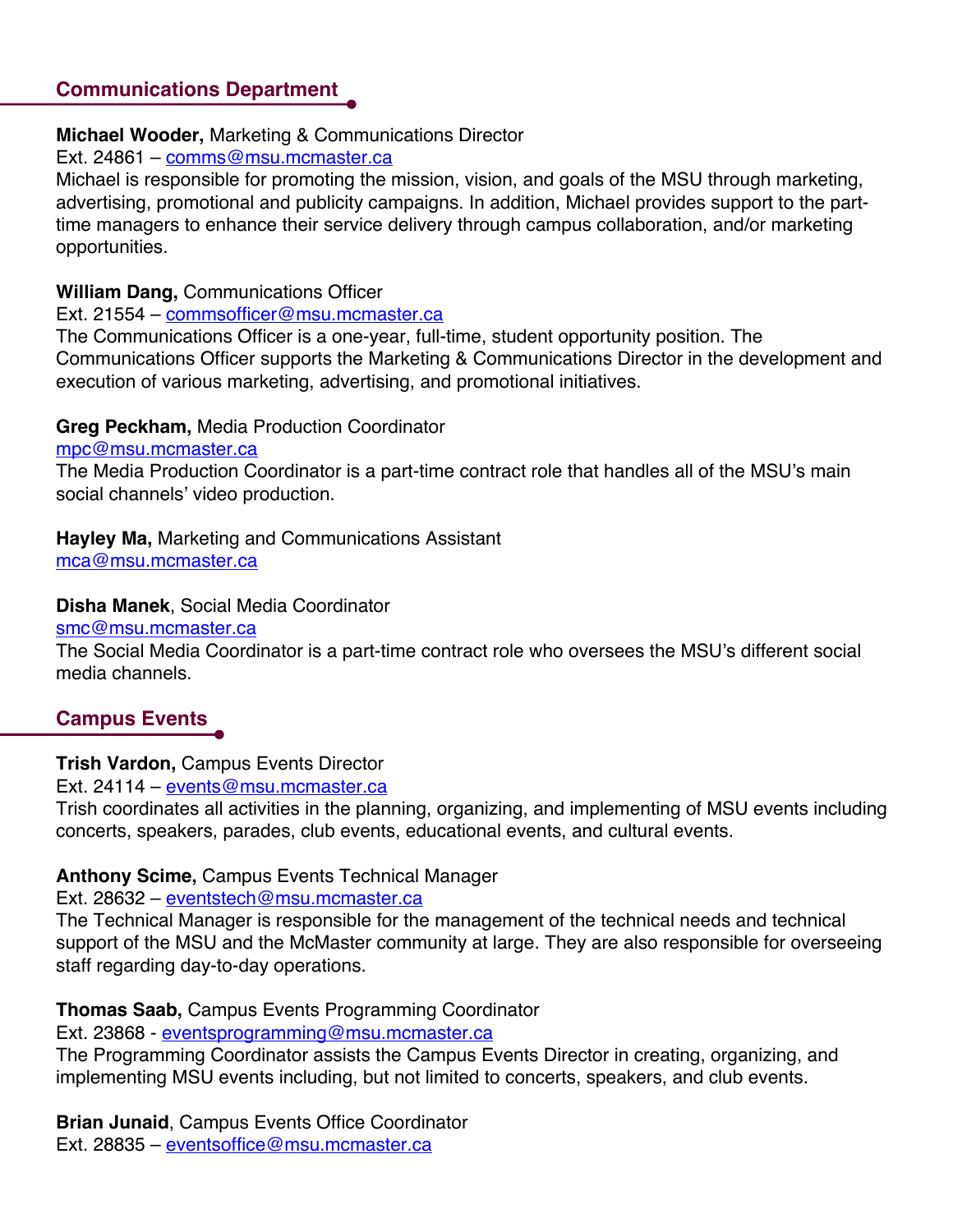## Communications Department

**Michael Wooder,** Marketing & Communications Director
Ext. 24861 – comms@msu.mcmaster.ca
Michael is responsible for promoting the mission, vision, and goals of the MSU through marketing, advertising, promotional and publicity campaigns. In addition, Michael provides support to the part-time managers to enhance their service delivery through campus collaboration, and/or marketing opportunities.

**William Dang,** Communications Officer
Ext. 21554 – commsofficer@msu.mcmaster.ca
The Communications Officer is a one-year, full-time, student opportunity position. The Communications Officer supports the Marketing & Communications Director in the development and execution of various marketing, advertising, and promotional initiatives.

**Greg Peckham,** Media Production Coordinator
mpc@msu.mcmaster.ca
The Media Production Coordinator is a part-time contract role that handles all of the MSU's main social channels' video production.

**Hayley Ma,** Marketing and Communications Assistant
mca@msu.mcmaster.ca

**Disha Manek**, Social Media Coordinator
smc@msu.mcmaster.ca
The Social Media Coordinator is a part-time contract role who oversees the MSU's different social media channels.

## Campus Events

**Trish Vardon,** Campus Events Director
Ext. 24114 – events@msu.mcmaster.ca
Trish coordinates all activities in the planning, organizing, and implementing of MSU events including concerts, speakers, parades, club events, educational events, and cultural events.

**Anthony Scime,** Campus Events Technical Manager
Ext. 28632 – eventstech@msu.mcmaster.ca
The Technical Manager is responsible for the management of the technical needs and technical support of the MSU and the McMaster community at large. They are also responsible for overseeing staff regarding day-to-day operations.

**Thomas Saab,** Campus Events Programming Coordinator
Ext. 23868 - eventsprogramming@msu.mcmaster.ca
The Programming Coordinator assists the Campus Events Director in creating, organizing, and implementing MSU events including, but not limited to concerts, speakers, and club events.

**Brian Junaid**, Campus Events Office Coordinator
Ext. 28835 – eventsoffice@msu.mcmaster.ca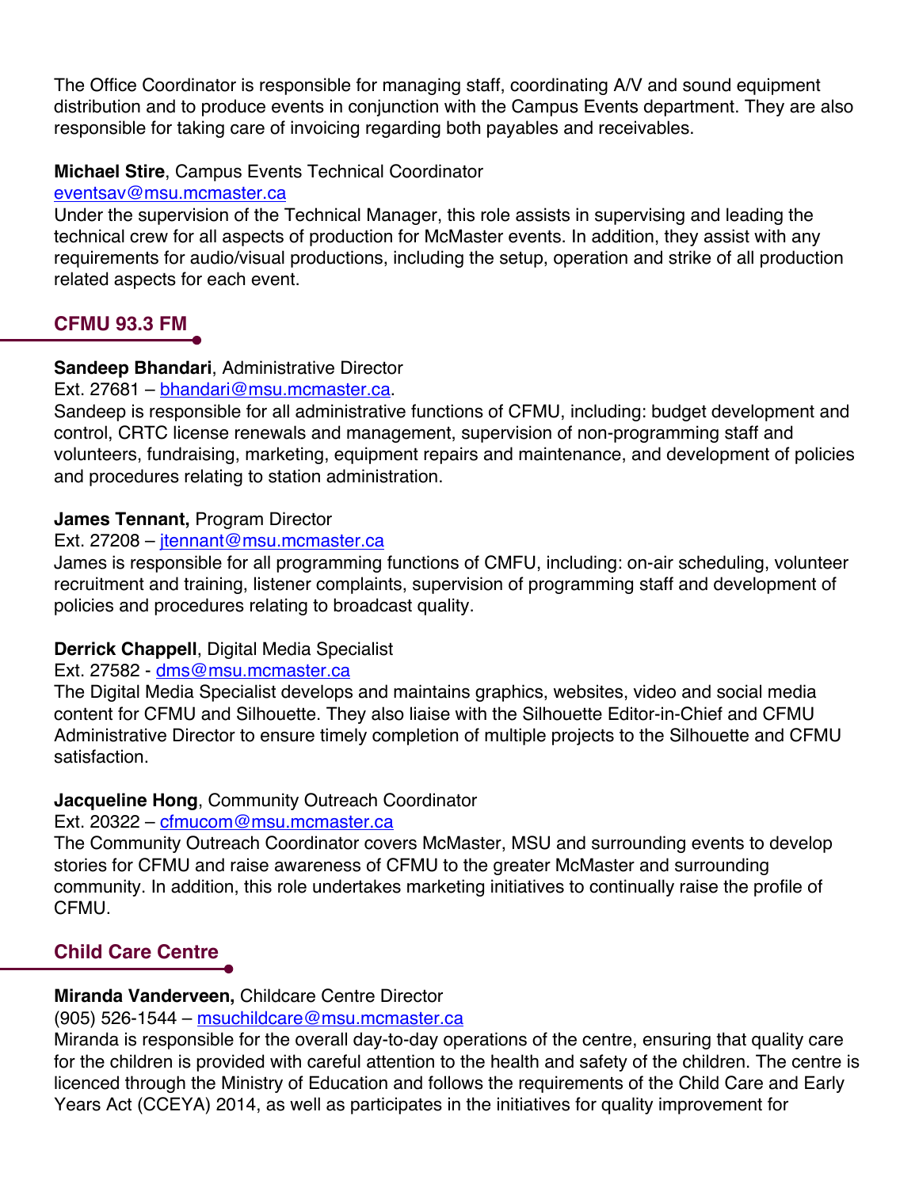The Office Coordinator is responsible for managing staff, coordinating A/V and sound equipment distribution and to produce events in conjunction with the Campus Events department. They are also responsible for taking care of invoicing regarding both payables and receivables.

**Michael Stire**, Campus Events Technical Coordinator
eventsav@msu.mcmaster.ca
Under the supervision of the Technical Manager, this role assists in supervising and leading the technical crew for all aspects of production for McMaster events. In addition, they assist with any requirements for audio/visual productions, including the setup, operation and strike of all production related aspects for each event.

## CFMU 93.3 FM

**Sandeep Bhandari**, Administrative Director
Ext. 27681 – bhandari@msu.mcmaster.ca.
Sandeep is responsible for all administrative functions of CFMU, including: budget development and control, CRTC license renewals and management, supervision of non-programming staff and volunteers, fundraising, marketing, equipment repairs and maintenance, and development of policies and procedures relating to station administration.

**James Tennant,** Program Director
Ext. 27208 – jtennant@msu.mcmaster.ca
James is responsible for all programming functions of CMFU, including: on-air scheduling, volunteer recruitment and training, listener complaints, supervision of programming staff and development of policies and procedures relating to broadcast quality.

**Derrick Chappell**, Digital Media Specialist
Ext. 27582 - dms@msu.mcmaster.ca
The Digital Media Specialist develops and maintains graphics, websites, video and social media content for CFMU and Silhouette. They also liaise with the Silhouette Editor-in-Chief and CFMU Administrative Director to ensure timely completion of multiple projects to the Silhouette and CFMU satisfaction.

**Jacqueline Hong**, Community Outreach Coordinator
Ext. 20322 – cfmucom@msu.mcmaster.ca
The Community Outreach Coordinator covers McMaster, MSU and surrounding events to develop stories for CFMU and raise awareness of CFMU to the greater McMaster and surrounding community. In addition, this role undertakes marketing initiatives to continually raise the profile of CFMU.

## Child Care Centre

**Miranda Vanderveen,** Childcare Centre Director
(905) 526-1544 – msuchildcare@msu.mcmaster.ca
Miranda is responsible for the overall day-to-day operations of the centre, ensuring that quality care for the children is provided with careful attention to the health and safety of the children. The centre is licenced through the Ministry of Education and follows the requirements of the Child Care and Early Years Act (CCEYA) 2014, as well as participates in the initiatives for quality improvement for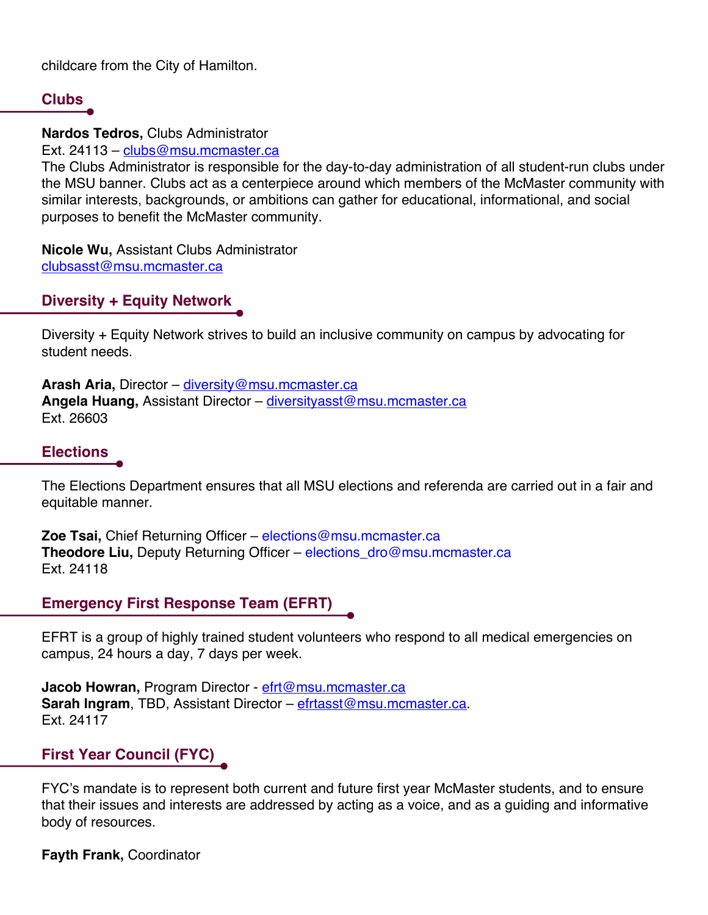childcare from the City of Hamilton.

## Clubs

**Nardos Tedros,** Clubs Administrator
Ext. 24113 – clubs@msu.mcmaster.ca
The Clubs Administrator is responsible for the day-to-day administration of all student-run clubs under the MSU banner. Clubs act as a centerpiece around which members of the McMaster community with similar interests, backgrounds, or ambitions can gather for educational, informational, and social purposes to benefit the McMaster community.

**Nicole Wu,** Assistant Clubs Administrator
clubsasst@msu.mcmaster.ca

## Diversity + Equity Network

Diversity + Equity Network strives to build an inclusive community on campus by advocating for student needs.

**Arash Aria,** Director – diversity@msu.mcmaster.ca
**Angela Huang,** Assistant Director – diversityasst@msu.mcmaster.ca
Ext. 26603

## Elections

The Elections Department ensures that all MSU elections and referenda are carried out in a fair and equitable manner.

**Zoe Tsai,** Chief Returning Officer – elections@msu.mcmaster.ca
**Theodore Liu,** Deputy Returning Officer – elections_dro@msu.mcmaster.ca
Ext. 24118

## Emergency First Response Team (EFRT)

EFRT is a group of highly trained student volunteers who respond to all medical emergencies on campus, 24 hours a day, 7 days per week.

**Jacob Howran,** Program Director - efrt@msu.mcmaster.ca
**Sarah Ingram**, TBD, Assistant Director – efrtasst@msu.mcmaster.ca.
Ext. 24117

## First Year Council (FYC)

FYC's mandate is to represent both current and future first year McMaster students, and to ensure that their issues and interests are addressed by acting as a voice, and as a guiding and informative body of resources.

**Fayth Frank,** Coordinator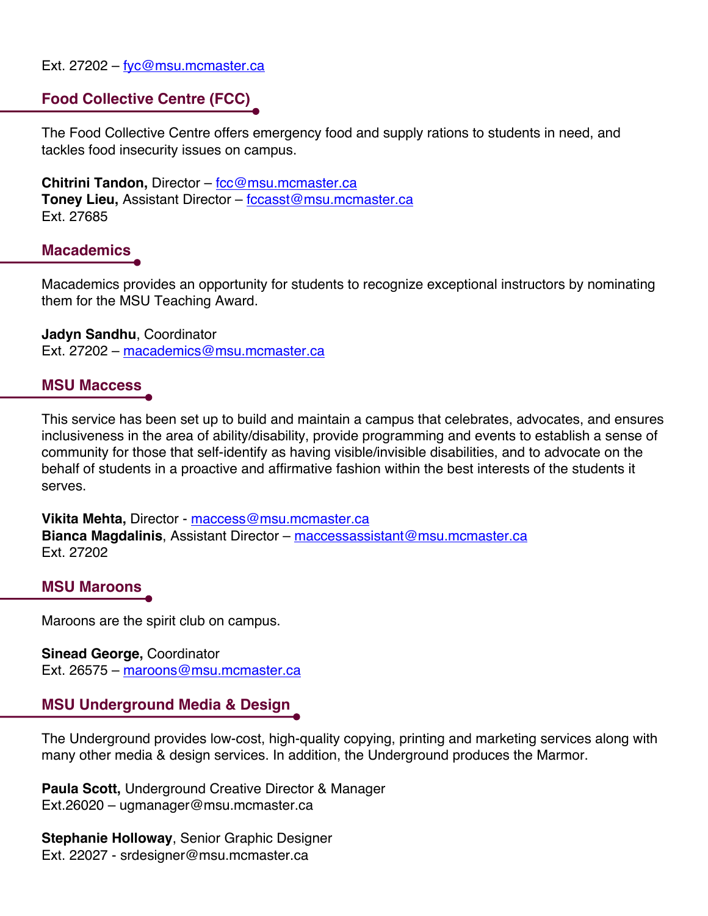Ext. 27202 – fyc@msu.mcmaster.ca

## Food Collective Centre (FCC)

The Food Collective Centre offers emergency food and supply rations to students in need, and tackles food insecurity issues on campus.

**Chitrini Tandon,** Director – fcc@msu.mcmaster.ca
**Toney Lieu,** Assistant Director – fccasst@msu.mcmaster.ca
Ext. 27685

## Macademics

Macademics provides an opportunity for students to recognize exceptional instructors by nominating them for the MSU Teaching Award.

**Jadyn Sandhu**, Coordinator
Ext. 27202 – macademics@msu.mcmaster.ca

## MSU Maccess

This service has been set up to build and maintain a campus that celebrates, advocates, and ensures inclusiveness in the area of ability/disability, provide programming and events to establish a sense of community for those that self-identify as having visible/invisible disabilities, and to advocate on the behalf of students in a proactive and affirmative fashion within the best interests of the students it serves.

**Vikita Mehta,** Director - maccess@msu.mcmaster.ca
**Bianca Magdalinis**, Assistant Director – maccessassistant@msu.mcmaster.ca
Ext. 27202

## MSU Maroons

Maroons are the spirit club on campus.

**Sinead George,** Coordinator
Ext. 26575 – maroons@msu.mcmaster.ca

## MSU Underground Media & Design

The Underground provides low-cost, high-quality copying, printing and marketing services along with many other media & design services. In addition, the Underground produces the Marmor.

**Paula Scott,** Underground Creative Director & Manager
Ext.26020 – ugmanager@msu.mcmaster.ca

**Stephanie Holloway**, Senior Graphic Designer
Ext. 22027 - srdesigner@msu.mcmaster.ca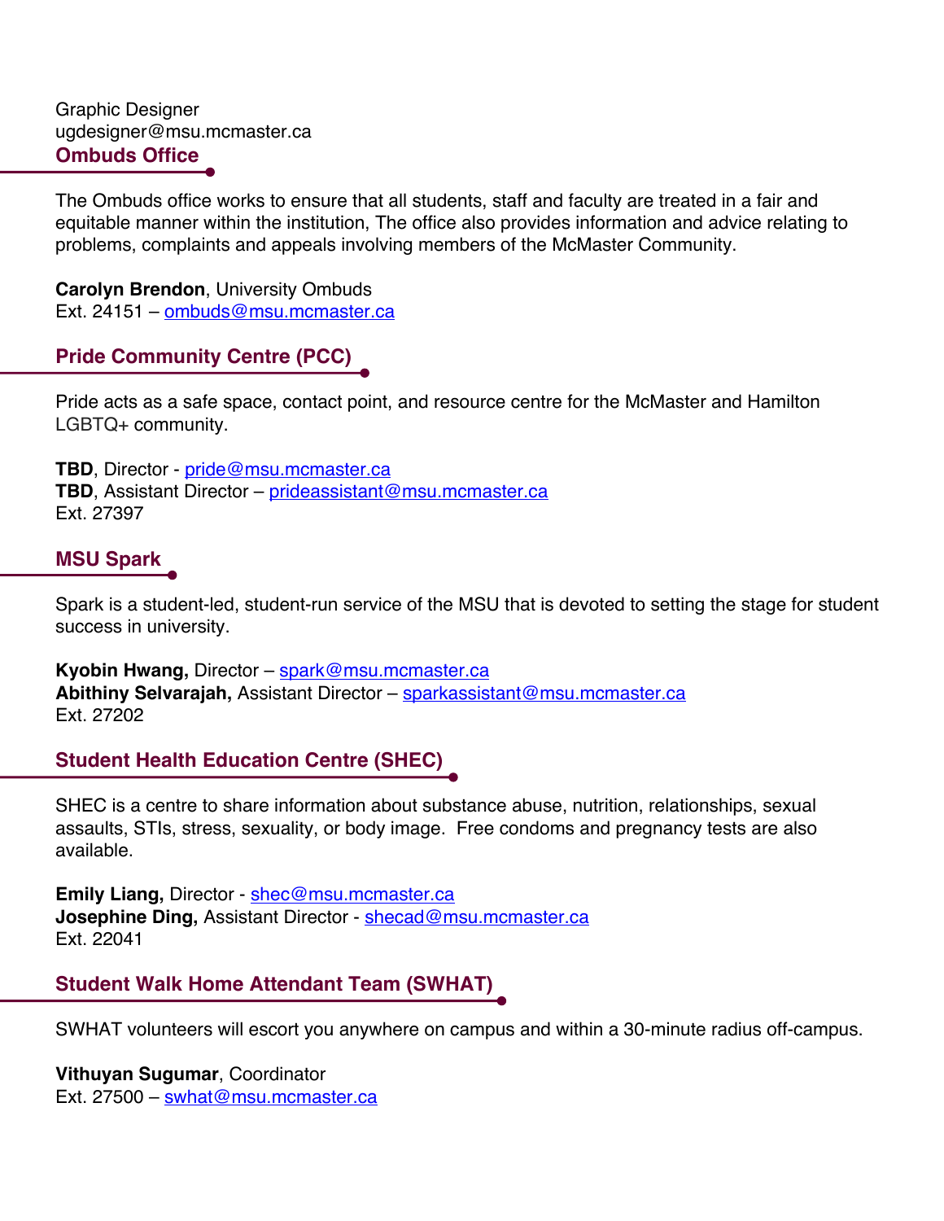Graphic Designer
ugdesigner@msu.mcmaster.ca

## Ombuds Office

The Ombuds office works to ensure that all students, staff and faculty are treated in a fair and equitable manner within the institution, The office also provides information and advice relating to problems, complaints and appeals involving members of the McMaster Community.

**Carolyn Brendon**, University Ombuds
Ext. 24151 – ombuds@msu.mcmaster.ca

## Pride Community Centre (PCC)

Pride acts as a safe space, contact point, and resource centre for the McMaster and Hamilton LGBTQ+ community.

**TBD**, Director - pride@msu.mcmaster.ca
**TBD**, Assistant Director – prideassistant@msu.mcmaster.ca
Ext. 27397

## MSU Spark

Spark is a student-led, student-run service of the MSU that is devoted to setting the stage for student success in university.

**Kyobin Hwang,** Director – spark@msu.mcmaster.ca
**Abithiny Selvarajah,** Assistant Director – sparkassistant@msu.mcmaster.ca
Ext. 27202

## Student Health Education Centre (SHEC)

SHEC is a centre to share information about substance abuse, nutrition, relationships, sexual assaults, STIs, stress, sexuality, or body image. Free condoms and pregnancy tests are also available.

**Emily Liang,** Director - shec@msu.mcmaster.ca
**Josephine Ding,** Assistant Director - shecad@msu.mcmaster.ca
Ext. 22041

## Student Walk Home Attendant Team (SWHAT)

SWHAT volunteers will escort you anywhere on campus and within a 30-minute radius off-campus.

**Vithuyan Sugumar**, Coordinator
Ext. 27500 – swhat@msu.mcmaster.ca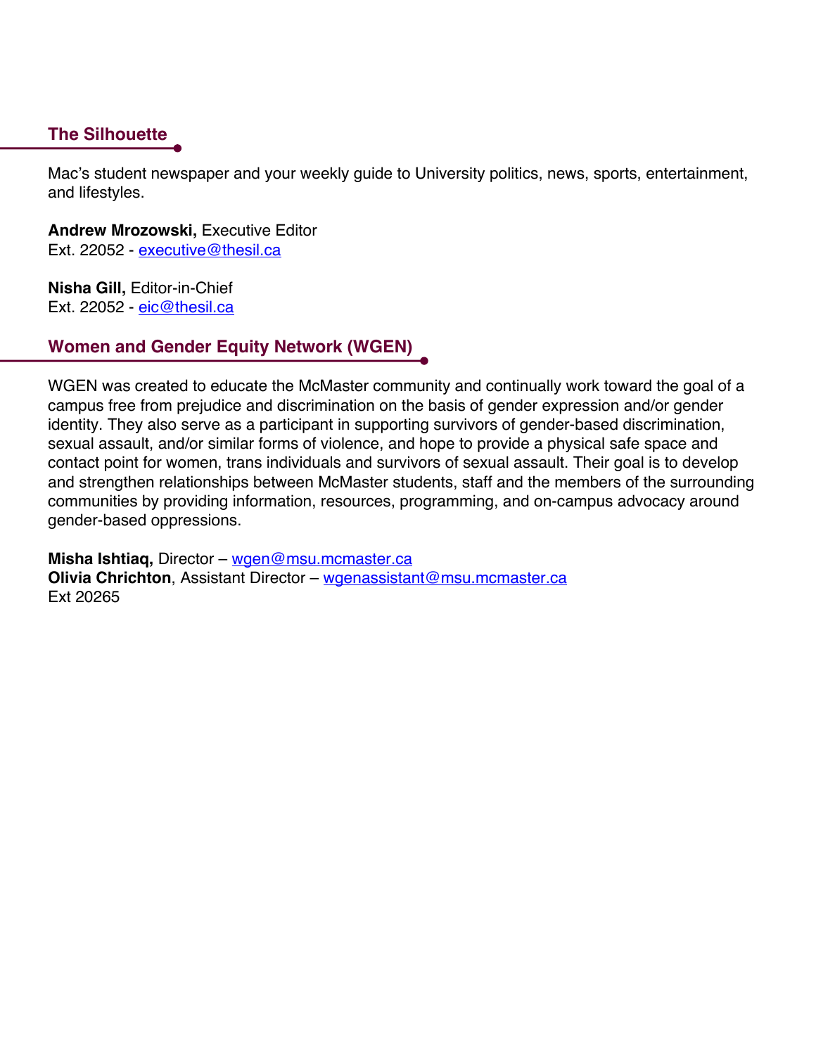## The Silhouette

Mac's student newspaper and your weekly guide to University politics, news, sports, entertainment, and lifestyles.

**Andrew Mrozowski,** Executive Editor
Ext. 22052 - executive@thesil.ca

**Nisha Gill,** Editor-in-Chief
Ext. 22052 - eic@thesil.ca

## Women and Gender Equity Network (WGEN)

WGEN was created to educate the McMaster community and continually work toward the goal of a campus free from prejudice and discrimination on the basis of gender expression and/or gender identity. They also serve as a participant in supporting survivors of gender-based discrimination, sexual assault, and/or similar forms of violence, and hope to provide a physical safe space and contact point for women, trans individuals and survivors of sexual assault. Their goal is to develop and strengthen relationships between McMaster students, staff and the members of the surrounding communities by providing information, resources, programming, and on-campus advocacy around gender-based oppressions.

**Misha Ishtiaq,** Director – wgen@msu.mcmaster.ca
**Olivia Chrichton**, Assistant Director – wgenassistant@msu.mcmaster.ca
Ext 20265